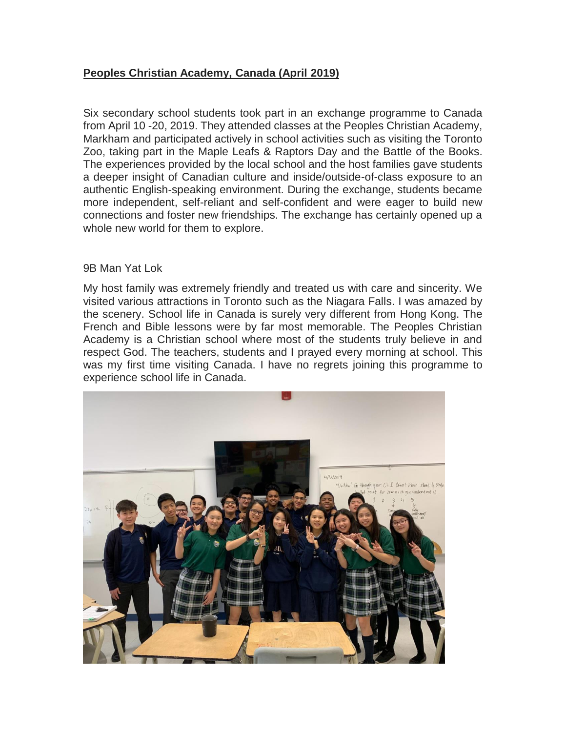**Peoples Christian Academy, Canada (April 2019)**

Six secondary school students took part in an exchange programme to Canada from April 10 -20, 2019. They attended classes at the Peoples Christian Academy, Markham and participated actively in school activities such as visiting the Toronto Zoo, taking part in the Maple Leafs & Raptors Day and the Battle of the Books. The experiences provided by the local school and the host families gave students a deeper insight of Canadian culture and inside/outside-of-class exposure to an authentic English-speaking environment. During the exchange, students became more independent, self-reliant and self-confident and were eager to build new connections and foster new friendships. The exchange has certainly opened up a whole new world for them to explore.

9B Man Yat Lok

My host family was extremely friendly and treated us with care and sincerity. We visited various attractions in Toronto such as the Niagara Falls. I was amazed by the scenery. School life in Canada is surely very different from Hong Kong. The French and Bible lessons were by far most memorable. The Peoples Christian Academy is a Christian school where most of the students truly believe in and respect God. The teachers, students and I prayed every morning at school. This was my first time visiting Canada. I have no regrets joining this programme to experience school life in Canada.